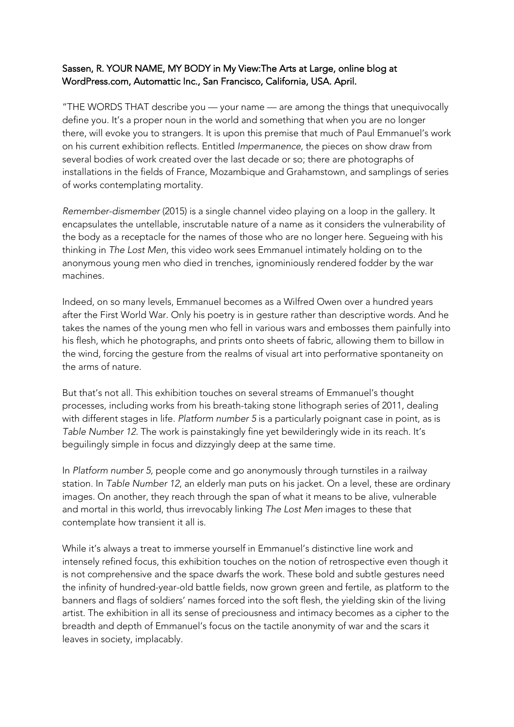Sassen, R. YOUR NAME, MY BODY in My View:The Arts at Large, online blog at WordPress.com, Automattic Inc., San Francisco, California, USA. April.

"THE WORDS THAT describe you — your name — are among the things that unequivocally define you. It's a proper noun in the world and something that when you are no longer there, will evoke you to strangers. It is upon this premise that much of Paul Emmanuel's work on his current exhibition reflects. Entitled *Impermanence*, the pieces on show draw from several bodies of work created over the last decade or so; there are photographs of installations in the fields of France, Mozambique and Grahamstown, and samplings of series of works contemplating mortality.

*Remember-dismember* (2015) is a single channel video playing on a loop in the gallery. It encapsulates the untellable, inscrutable nature of a name as it considers the vulnerability of the body as a receptacle for the names of those who are no longer here. Segueing with his thinking in *The Lost Men*, this video work sees Emmanuel intimately holding on to the anonymous young men who died in trenches, ignominiously rendered fodder by the war machines.

Indeed, on so many levels, Emmanuel becomes as a Wilfred Owen over a hundred years after the First World War. Only his poetry is in gesture rather than descriptive words. And he takes the names of the young men who fell in various wars and embosses them painfully into his flesh, which he photographs, and prints onto sheets of fabric, allowing them to billow in the wind, forcing the gesture from the realms of visual art into performative spontaneity on the arms of nature.

But that's not all. This exhibition touches on several streams of Emmanuel's thought processes, including works from his breath-taking stone lithograph series of 2011, dealing with different stages in life. *Platform number 5* is a particularly poignant case in point, as is *Table Number 12*. The work is painstakingly fine yet bewilderingly wide in its reach. It's beguilingly simple in focus and dizzyingly deep at the same time.

In *Platform number 5*, people come and go anonymously through turnstiles in a railway station. In *Table Number 12*, an elderly man puts on his jacket. On a level, these are ordinary images. On another, they reach through the span of what it means to be alive, vulnerable and mortal in this world, thus irrevocably linking *The Lost Men* images to these that contemplate how transient it all is.

While it's always a treat to immerse yourself in Emmanuel's distinctive line work and intensely refined focus, this exhibition touches on the notion of retrospective even though it is not comprehensive and the space dwarfs the work. These bold and subtle gestures need the infinity of hundred-year-old battle fields, now grown green and fertile, as platform to the banners and flags of soldiers' names forced into the soft flesh, the yielding skin of the living artist. The exhibition in all its sense of preciousness and intimacy becomes as a cipher to the breadth and depth of Emmanuel's focus on the tactile anonymity of war and the scars it leaves in society, implacably.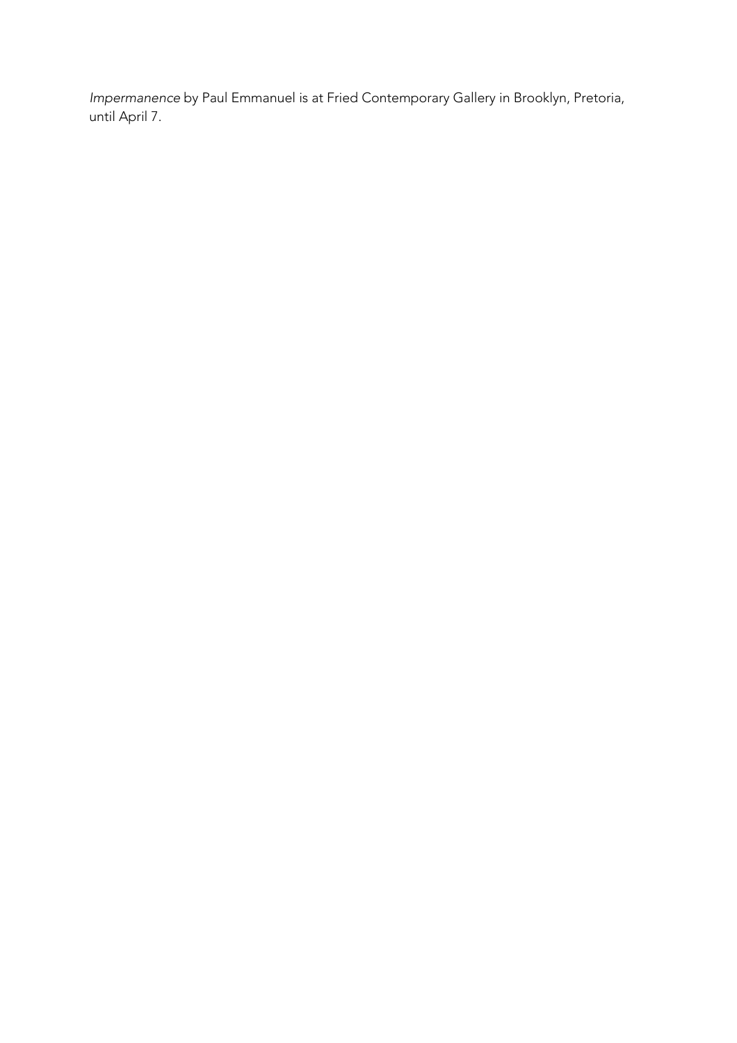*Impermanence* by Paul Emmanuel is at Fried Contemporary Gallery in Brooklyn, Pretoria, until April 7.